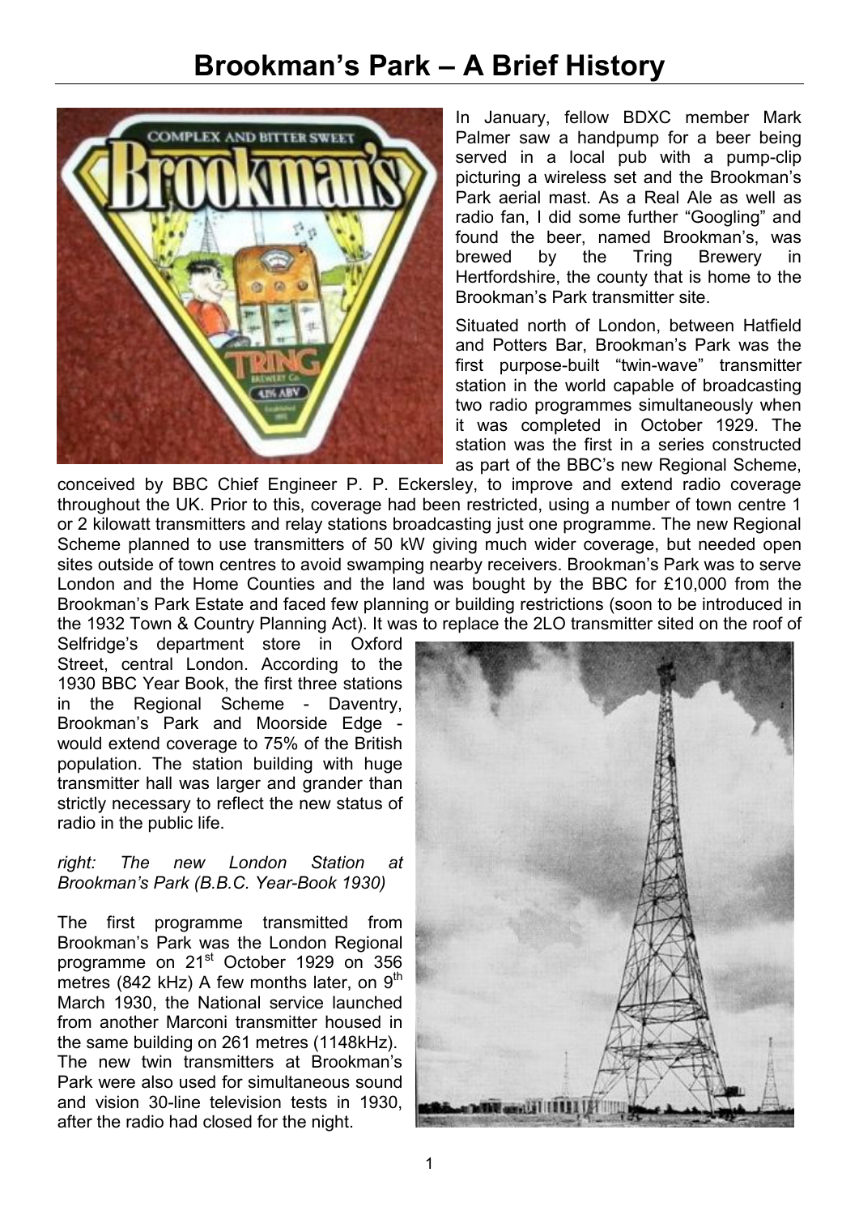# Brookman's Park – A Brief History

In January, fellow BDXC member Mark Palmer saw a handpump for a beer being served in a local pub with a pump-clip picturing a wireless set and the Brookman's Park aerial mast. As a Real Ale as well as radio fan, I did some further "Googling" and found the beer, named Brookman's, was brewed by the Tring Brewery in Hertfordshire, the county that is home to the Brookman's Park transmitter site.

Situated north of London, between Hatfield and Potters Bar, Brookman's Park was the first purpose-built "twin-wave" transmitter station in the world capable of broadcasting two radio programmes simultaneously when it was completed in October 1929. The station was the first in a series constructed as part of the BBC's new Regional Scheme, conceived by BBC Chief Engineer P. P. Eckersley, to improve and extend radio coverage throughout the UK. Prior to this, coverage had been restricted, using a number of town centre 1 or 2 kilowatt transmitters and relay stations broadcasting just one programme. The new Regional Scheme planned to use transmitters of 50 kW giving much wider coverage, but needed open sites outside of town centres to avoid swamping nearby receivers. Brookman's Park was to serve London and the Home Counties and the land was bought by the BBC for £10,000 from the Brookman's Park Estate and faced few planning or building restrictions (soon to be introduced in the 1932 Town & Country Planning Act). It was to replace the 2LO transmitter sited on the roof of Selfridge's department store in Oxford Street, central London. According to the 1930 BBC Year Book, the first three stations in the Regional Scheme - Daventry, Brookman's Park and Moorside Edge - would extend coverage to 75% of the British population. The station building with huge transmitter hall was larger and grander than strictly necessary to reflect the new status of radio in the public life.

*right: The new London Station at Brookman's Park (B.B.C. Year-Book 1930)*

The first programme transmitted from Brookman's Park was the London Regional programme on 21st October 1929 on 356 metres (842 kHz) A few months later, on 9th March 1930, the National service launched from another Marconi transmitter housed in the same building on 261 metres (1148kHz). The new twin transmitters at Brookman's Park were also used for simultaneous sound and vision 30-line television tests in 1930, after the radio had closed for the night.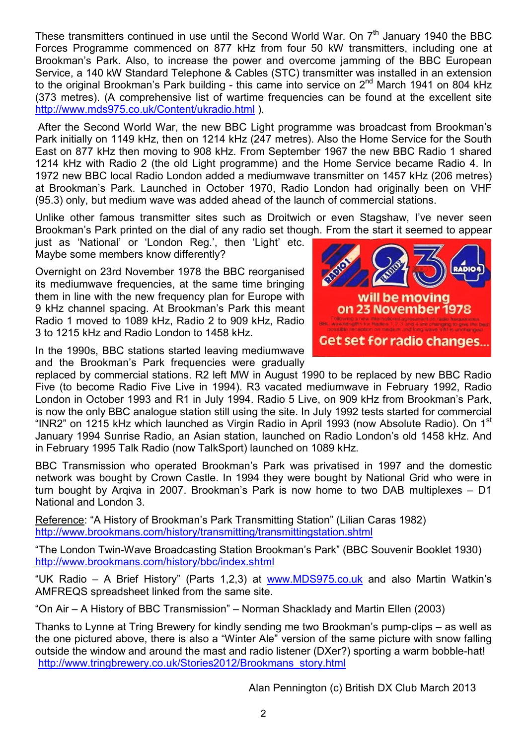These transmitters continued in use until the Second World War. On 7th January 1940 the BBC Forces Programme commenced on 877 kHz from four 50 kW transmitters, including one at Brookman's Park. Also, to increase the power and overcome jamming of the BBC European Service, a 140 kW Standard Telephone & Cables (STC) transmitter was installed in an extension to the original Brookman's Park building - this came into service on 2nd March 1941 on 804 kHz (373 metres). (A comprehensive list of wartime frequencies can be found at the excellent site http://www.mds975.co.uk/Content/ukradio.html ).

After the Second World War, the new BBC Light programme was broadcast from Brookman's Park initially on 1149 kHz, then on 1214 kHz (247 metres). Also the Home Service for the South East on 877 kHz then moving to 908 kHz. From September 1967 the new BBC Radio 1 shared 1214 kHz with Radio 2 (the old Light programme) and the Home Service became Radio 4. In 1972 new BBC local Radio London added a mediumwave transmitter on 1457 kHz (206 metres) at Brookman's Park. Launched in October 1970, Radio London had originally been on VHF (95.3) only, but medium wave was added ahead of the launch of commercial stations.

Unlike other famous transmitter sites such as Droitwich or even Stagshaw, I've never seen Brookman's Park printed on the dial of any radio set though. From the start it seemed to appear just as 'National' or 'London Reg.', then 'Light' etc. Maybe some members know differently?

Overnight on 23rd November 1978 the BBC reorganised its mediumwave frequencies, at the same time bringing them in line with the new frequency plan for Europe with 9 kHz channel spacing. At Brookman's Park this meant Radio 1 moved to 1089 kHz, Radio 2 to 909 kHz, Radio 3 to 1215 kHz and Radio London to 1458 kHz.

In the 1990s, BBC stations started leaving mediumwave and the Brookman's Park frequencies were gradually replaced by commercial stations. R2 left MW in August 1990 to be replaced by new BBC Radio Five (to become Radio Five Live in 1994). R3 vacated mediumwave in February 1992, Radio London in October 1993 and R1 in July 1994. Radio 5 Live, on 909 kHz from Brookman's Park, is now the only BBC analogue station still using the site. In July 1992 tests started for commercial "INR2" on 1215 kHz which launched as Virgin Radio in April 1993 (now Absolute Radio). On 1st January 1994 Sunrise Radio, an Asian station, launched on Radio London's old 1458 kHz. And in February 1995 Talk Radio (now TalkSport) launched on 1089 kHz.

BBC Transmission who operated Brookman's Park was privatised in 1997 and the domestic network was bought by Crown Castle. In 1994 they were bought by National Grid who were in turn bought by Arqiva in 2007. Brookman's Park is now home to two DAB multiplexes – D1 National and London 3.

Reference: "A History of Brookman's Park Transmitting Station" (Lilian Caras 1982) http://www.brookmans.com/history/transmitting/transmittingstation.shtml

"The London Twin-Wave Broadcasting Station Brookman's Park" (BBC Souvenir Booklet 1930) http://www.brookmans.com/history/bbc/index.shtml

"UK Radio – A Brief History" (Parts 1,2,3) at www.MDS975.co.uk and also Martin Watkin's AMFREQS spreadsheet linked from the same site.

"On Air – A History of BBC Transmission" – Norman Shacklady and Martin Ellen (2003)

Thanks to Lynne at Tring Brewery for kindly sending me two Brookman's pump-clips – as well as the one pictured above, there is also a "Winter Ale" version of the same picture with snow falling outside the window and around the mast and radio listener (DXer?) sporting a warm bobble-hat! http://www.tringbrewery.co.uk/Stories2012/Brookmans_story.html

Alan Pennington (c) British DX Club March 2013